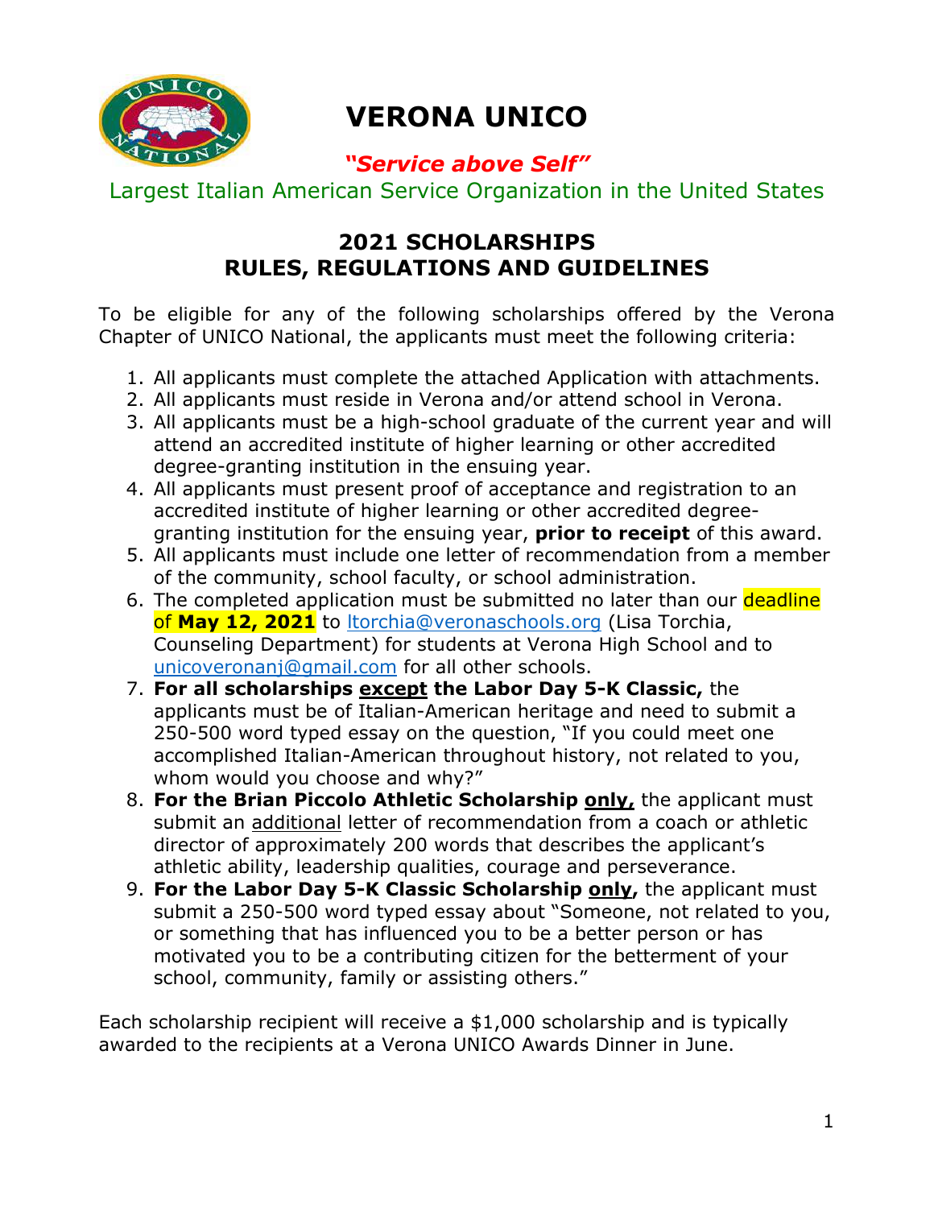# VERONA UNICO

***"Service above Self"***

Largest Italian American Service Organization in the United States

## 2021 SCHOLARSHIPS RULES, REGULATIONS AND GUIDELINES

To be eligible for any of the following scholarships offered by the Verona Chapter of UNICO National, the applicants must meet the following criteria:

1. All applicants must complete the attached Application with attachments.
2. All applicants must reside in Verona and/or attend school in Verona.
3. All applicants must be a high-school graduate of the current year and will attend an accredited institute of higher learning or other accredited degree-granting institution in the ensuing year.
4. All applicants must present proof of acceptance and registration to an accredited institute of higher learning or other accredited degree-granting institution for the ensuing year, **prior to receipt** of this award.
5. All applicants must include one letter of recommendation from a member of the community, school faculty, or school administration.
6. The completed application must be submitted no later than our deadline of **May 12, 2021** to ltorchia@veronaschools.org (Lisa Torchia, Counseling Department) for students at Verona High School and to unicoveronanj@gmail.com for all other schools.
7. **For all scholarships <u>except</u> the Labor Day 5-K Classic,** the applicants must be of Italian-American heritage and need to submit a 250-500 word typed essay on the question, "If you could meet one accomplished Italian-American throughout history, not related to you, whom would you choose and why?"
8. **For the Brian Piccolo Athletic Scholarship <u>only,</u>** the applicant must submit an <u>additional</u> letter of recommendation from a coach or athletic director of approximately 200 words that describes the applicant's athletic ability, leadership qualities, courage and perseverance.
9. **For the Labor Day 5-K Classic Scholarship <u>only,</u>** the applicant must submit a 250-500 word typed essay about "Someone, not related to you, or something that has influenced you to be a better person or has motivated you to be a contributing citizen for the betterment of your school, community, family or assisting others."

Each scholarship recipient will receive a $1,000 scholarship and is typically awarded to the recipients at a Verona UNICO Awards Dinner in June.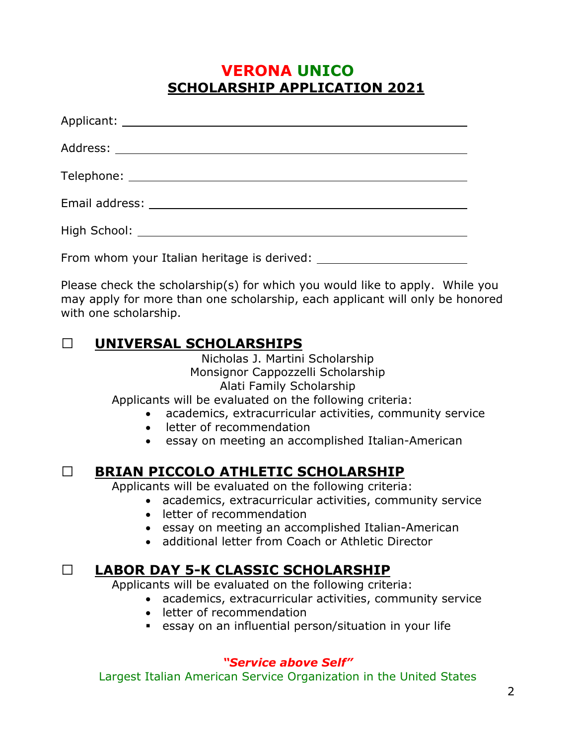# VERONA UNICO

## SCHOLARSHIP APPLICATION 2021

Applicant: ______________________________________________

Address: ______________________________________________

Telephone: ______________________________________________

Email address: ______________________________________________

High School: ______________________________________________

From whom your Italian heritage is derived: ______________________

Please check the scholarship(s) for which you would like to apply. While you may apply for more than one scholarship, each applicant will only be honored with one scholarship.

☐ **UNIVERSAL SCHOLARSHIPS**

Nicholas J. Martini Scholarship
Monsignor Cappozzelli Scholarship
Alati Family Scholarship

Applicants will be evaluated on the following criteria:

- academics, extracurricular activities, community service
- letter of recommendation
- essay on meeting an accomplished Italian-American

☐ **BRIAN PICCOLO ATHLETIC SCHOLARSHIP**

Applicants will be evaluated on the following criteria:

- academics, extracurricular activities, community service
- letter of recommendation
- essay on meeting an accomplished Italian-American
- additional letter from Coach or Athletic Director

☐ **LABOR DAY 5-K CLASSIC SCHOLARSHIP**

Applicants will be evaluated on the following criteria:

- academics, extracurricular activities, community service
- letter of recommendation
- essay on an influential person/situation in your life

***"Service above Self"***

Largest Italian American Service Organization in the United States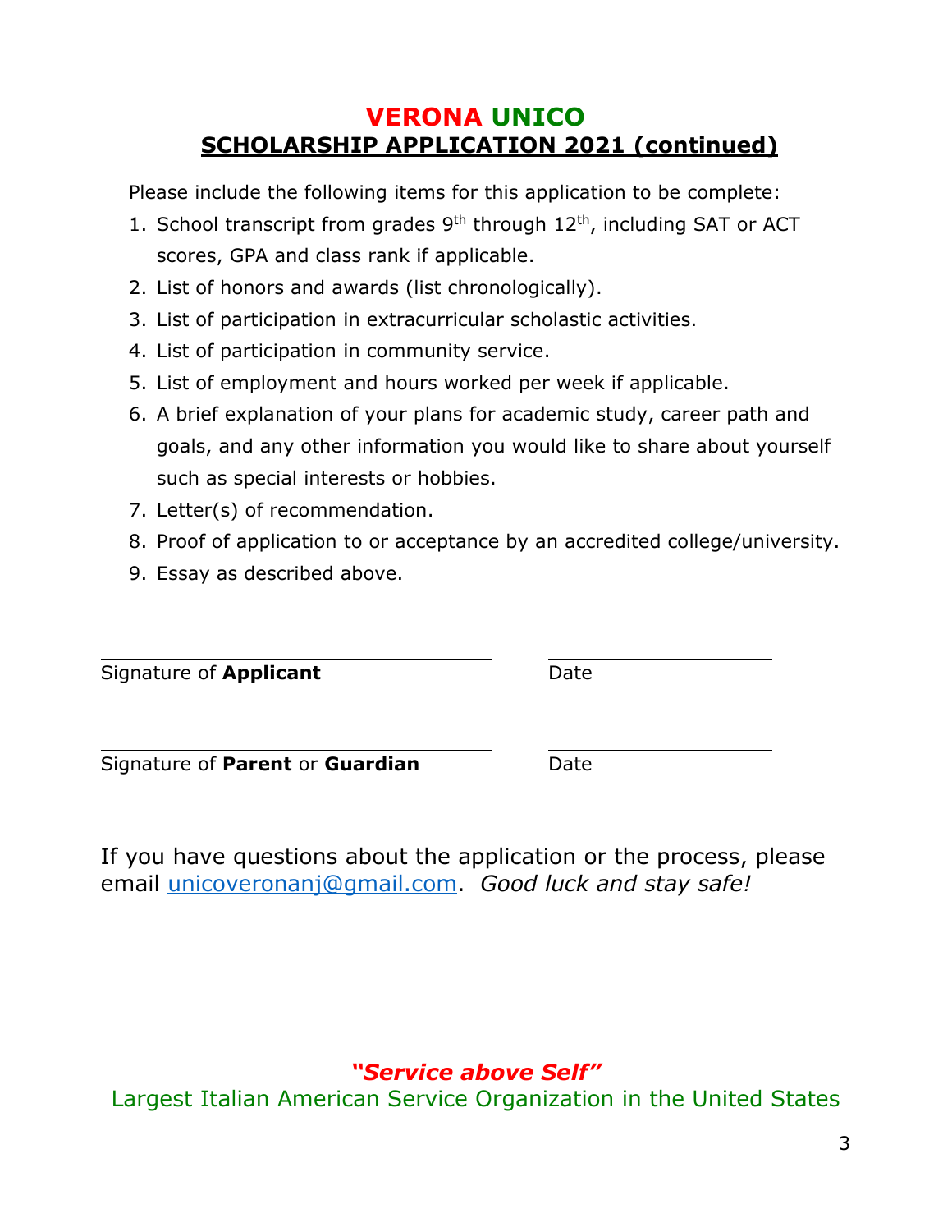# VERONA UNICO
## SCHOLARSHIP APPLICATION 2021 (continued)

Please include the following items for this application to be complete:

1. School transcript from grades 9th through 12th, including SAT or ACT scores, GPA and class rank if applicable.
2. List of honors and awards (list chronologically).
3. List of participation in extracurricular scholastic activities.
4. List of participation in community service.
5. List of employment and hours worked per week if applicable.
6. A brief explanation of your plans for academic study, career path and goals, and any other information you would like to share about yourself such as special interests or hobbies.
7. Letter(s) of recommendation.
8. Proof of application to or acceptance by an accredited college/university.
9. Essay as described above.

______________________________ ______________________

Signature of **Applicant** Date

______________________________ ______________________

Signature of **Parent** or **Guardian** Date

If you have questions about the application or the process, please email unicoveronanj@gmail.com. *Good luck and stay safe!*

***"Service above Self"***

Largest Italian American Service Organization in the United States